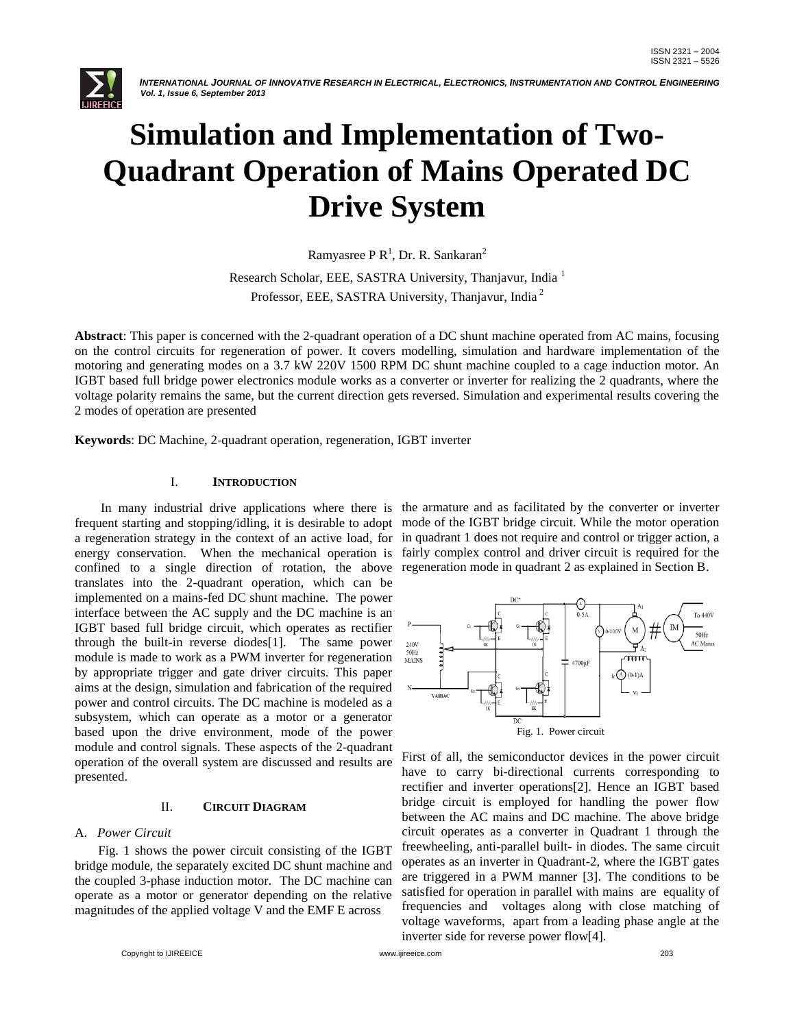# Simulation and Implementation of Two-Quadrant Operation of Mains Operated DC Drive System

Ramyasree P R[1], Dr. R. Sankaran[2]

Research Scholar, EEE, SASTRA University, Thanjavur, India [1]

Professor, EEE, SASTRA University, Thanjavur, India [2]

**Abstract**: This paper is concerned with the 2-quadrant operation of a DC shunt machine operated from AC mains, focusing on the control circuits for regeneration of power. It covers modelling, simulation and hardware implementation of the motoring and generating modes on a 3.7 kW 220V 1500 RPM DC shunt machine coupled to a cage induction motor. An IGBT based full bridge power electronics module works as a converter or inverter for realizing the 2 quadrants, where the voltage polarity remains the same, but the current direction gets reversed. Simulation and experimental results covering the 2 modes of operation are presented

**Keywords**: DC Machine, 2-quadrant operation, regeneration, IGBT inverter

## I. Introduction

In many industrial drive applications where there is frequent starting and stopping/idling, it is desirable to adopt a regeneration strategy in the context of an active load, for energy conservation. When the mechanical operation is confined to a single direction of rotation, the above translates into the 2-quadrant operation, which can be implemented on a mains-fed DC shunt machine. The power interface between the AC supply and the DC machine is an IGBT based full bridge circuit, which operates as rectifier through the built-in reverse diodes[1]. The same power module is made to work as a PWM inverter for regeneration by appropriate trigger and gate driver circuits. This paper aims at the design, simulation and fabrication of the required power and control circuits. The DC machine is modeled as a subsystem, which can operate as a motor or a generator based upon the drive environment, mode of the power module and control signals. These aspects of the 2-quadrant operation of the overall system are discussed and results are presented.

## II. Circuit Diagram

### A. *Power Circuit*

Fig. 1 shows the power circuit consisting of the IGBT bridge module, the separately excited DC shunt machine and the coupled 3-phase induction motor. The DC machine can operate as a motor or generator depending on the relative magnitudes of the applied voltage V and the EMF E across the armature and as facilitated by the converter or inverter mode of the IGBT bridge circuit. While the motor operation in quadrant 1 does not require and control or trigger action, a fairly complex control and driver circuit is required for the regeneration mode in quadrant 2 as explained in Section B.

DC+
0-5A
A1
To 440V
P
0-100V
M
IM
50Hz
AC Mains
240V
50Hz
MAINS
4700μF
A2
N
VARIAC
$I_f$
(0-1)A
$V_f$
DC-
1K
G1
G2
G3
G4
C
E

Fig. 1. Power circuit

First of all, the semiconductor devices in the power circuit have to carry bi-directional currents corresponding to rectifier and inverter operations[2]. Hence an IGBT based bridge circuit is employed for handling the power flow between the AC mains and DC machine. The above bridge circuit operates as a converter in Quadrant 1 through the freewheeling, anti-parallel built- in diodes. The same circuit operates as an inverter in Quadrant-2, where the IGBT gates are triggered in a PWM manner [3]. The conditions to be satisfied for operation in parallel with mains are equality of frequencies and voltages along with close matching of voltage waveforms, apart from a leading phase angle at the inverter side for reverse power flow[4].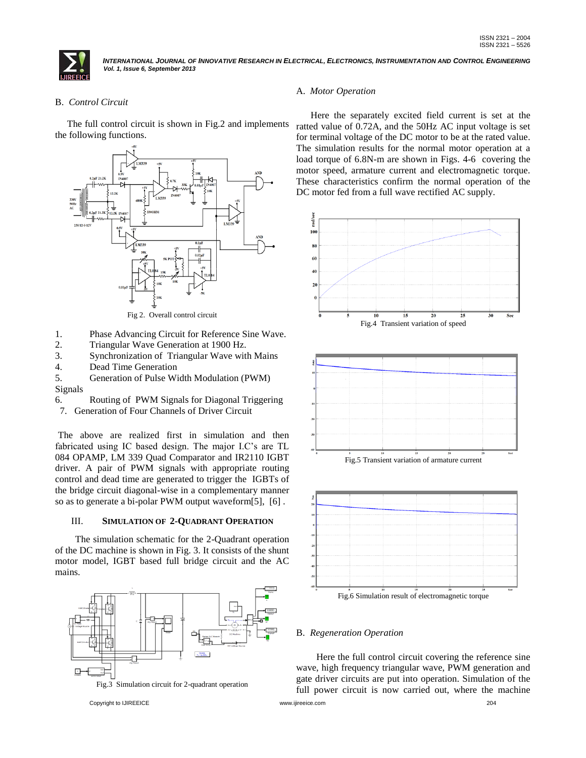## B. *Control Circuit*

The full control circuit is shown in Fig.2 and implements the following functions.

Fig 2. Overall control circuit

1. Phase Advancing Circuit for Reference Sine Wave.
2. Triangular Wave Generation at 1900 Hz.
3. Synchronization of Triangular Wave with Mains
4. Dead Time Generation
5. Generation of Pulse Width Modulation (PWM) Signals
6. Routing of PWM Signals for Diagonal Triggering
7. Generation of Four Channels of Driver Circuit

The above are realized first in simulation and then fabricated using IC based design. The major I.C's are TL 084 OPAMP, LM 339 Quad Comparator and IR2110 IGBT driver. A pair of PWM signals with appropriate routing control and dead time are generated to trigger the IGBTs of the bridge circuit diagonal-wise in a complementary manner so as to generate a bi-polar PWM output waveform[5], [6] .

# III. SIMULATION OF 2-QUADRANT OPERATION

The simulation schematic for the 2-Quadrant operation of the DC machine is shown in Fig. 3. It consists of the shunt motor model, IGBT based full bridge circuit and the AC mains.

Fig.3 Simulation circuit for 2-quadrant operation

## A. *Motor Operation*

Here the separately excited field current is set at the ratted value of 0.72A, and the 50Hz AC input voltage is set for terminal voltage of the DC motor to be at the rated value. The simulation results for the normal motor operation at a load torque of 6.8N-m are shown in Figs. 4-6 covering the motor speed, armature current and electromagnetic torque. These characteristics confirm the normal operation of the DC motor fed from a full wave rectified AC supply.

Fig.4 Transient variation of speed

Fig.5 Transient variation of armature current

Fig.6 Simulation result of electromagnetic torque

## B. *Regeneration Operation*

Here the full control circuit covering the reference sine wave, high frequency triangular wave, PWM generation and gate driver circuits are put into operation. Simulation of the full power circuit is now carried out, where the machine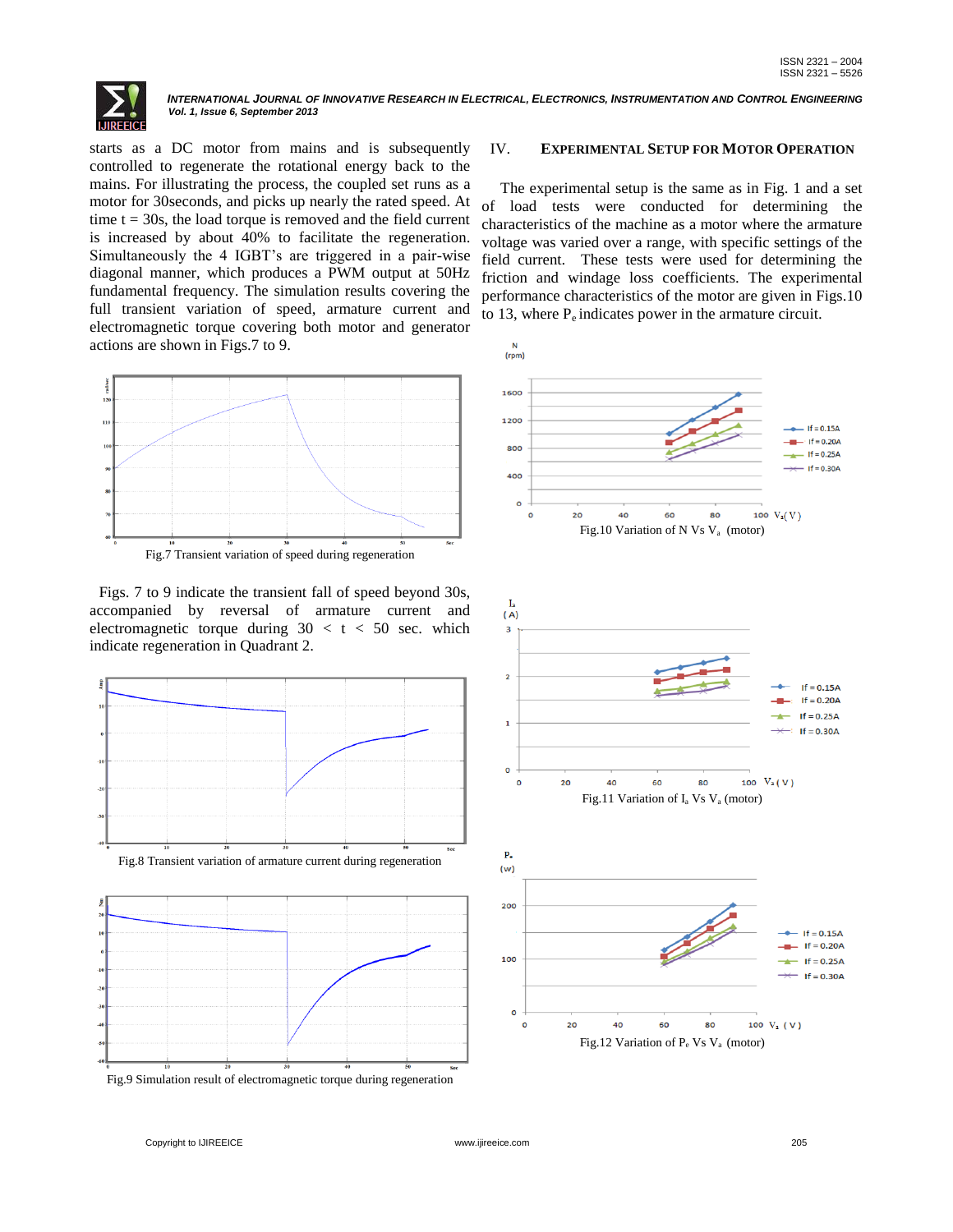starts as a DC motor from mains and is subsequently controlled to regenerate the rotational energy back to the mains. For illustrating the process, the coupled set runs as a motor for 30seconds, and picks up nearly the rated speed. At time t = 30s, the load torque is removed and the field current is increased by about 40% to facilitate the regeneration. Simultaneously the 4 IGBT's are triggered in a pair-wise diagonal manner, which produces a PWM output at 50Hz fundamental frequency. The simulation results covering the full transient variation of speed, armature current and electromagnetic torque covering both motor and generator actions are shown in Figs.7 to 9.

rad/sec
120
110
100
90
80
70
60
0 10 20 30 40 50 Sec

Fig.7 Transient variation of speed during regeneration

Figs. 7 to 9 indicate the transient fall of speed beyond 30s, accompanied by reversal of armature current and electromagnetic torque during $30 < t < 50$ sec. which indicate regeneration in Quadrant 2.

Amp
10
0
-10
-20
-30
-40
0 10 20 30 40 50 Sec

Fig.8 Transient variation of armature current during regeneration

Nm
20
10
0
-10
-20
-30
-40
-50
-60
0 10 20 30 40 50 Sec

Fig.9 Simulation result of electromagnetic torque during regeneration

## IV. Experimental Setup for Motor Operation

The experimental setup is the same as in Fig. 1 and a set of load tests were conducted for determining the characteristics of the machine as a motor where the armature voltage was varied over a range, with specific settings of the field current. These tests were used for determining the friction and windage loss coefficients. The experimental performance characteristics of the motor are given in Figs.10 to 13, where $P_e$ indicates power in the armature circuit.

N
(rpm)
1600
1200
800
400
0
0 20 40 60 80 100 $V_a$( V )
If = 0.15A
If = 0.20A
If = 0.25A
If = 0.30A

Fig.10 Variation of N Vs $V_a$ (motor)

$I_a$
( A)
3
2
1
0
0 20 40 60 80 100 $V_a$ ( V )
If = 0.15A
If = 0.20A
If = 0.25A
If = 0.30A

Fig.11 Variation of $I_a$ Vs $V_a$ (motor)

$P_e$
(w)
200
100
0
0 20 40 60 80 100 $V_a$ ( V )
If = 0.15A
If = 0.20A
If = 0.25A
If = 0.30A

Fig.12 Variation of $P_e$ Vs $V_a$ (motor)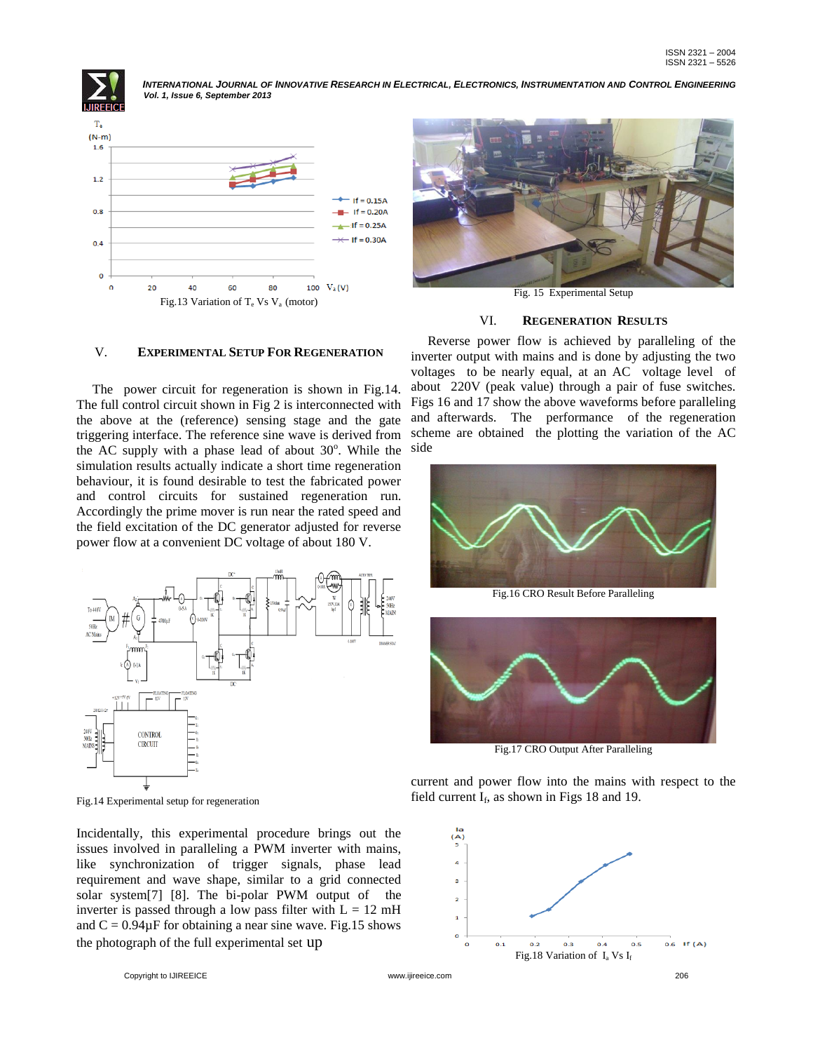$T_e$
(N-m)
1.6
1.2
0.8
0.4
0
0 20 40 60 80 100 $V_a$ (V)
If = 0.15A
If = 0.20A
If = 0.25A
If = 0.30A

Fig.13 Variation of $T_e$ Vs $V_a$ (motor)

## V. EXPERIMENTAL SETUP FOR REGENERATION

The power circuit for regeneration is shown in Fig.14. The full control circuit shown in Fig 2 is interconnected with the above at the (reference) sensing stage and the gate triggering interface. The reference sine wave is derived from the AC supply with a phase lead of about 30°. While the simulation results actually indicate a short time regeneration behaviour, it is found desirable to test the fabricated power and control circuits for sustained regeneration run. Accordingly the prime mover is run near the rated speed and the field excitation of the DC generator adjusted for reverse power flow at a convenient DC voltage of about 180 V.

Fig.14 Experimental setup for regeneration

Incidentally, this experimental procedure brings out the issues involved in paralleling a PWM inverter with mains, like synchronization of trigger signals, phase lead requirement and wave shape, similar to a grid connected solar system[7] [8]. The bi-polar PWM output of the inverter is passed through a low pass filter with L = 12 mH and C = 0.94μF for obtaining a near sine wave. Fig.15 shows the photograph of the full experimental set up

Fig. 15 Experimental Setup

## VI. REGENERATION RESULTS

Reverse power flow is achieved by paralleling of the inverter output with mains and is done by adjusting the two voltages to be nearly equal, at an AC voltage level of about 220V (peak value) through a pair of fuse switches. Figs 16 and 17 show the above waveforms before paralleling and afterwards. The performance of the regeneration scheme are obtained the plotting the variation of the AC side current and power flow into the mains with respect to the field current $I_f$, as shown in Figs 18 and 19.

Fig.16 CRO Result Before Paralleling

Fig.17 CRO Output After Paralleling

Ia
(A)
5
4
3
2
1
0
0 0.1 0.2 0.3 0.4 0.5 0.6 If (A)

Fig.18 Variation of $I_a$ Vs $I_f$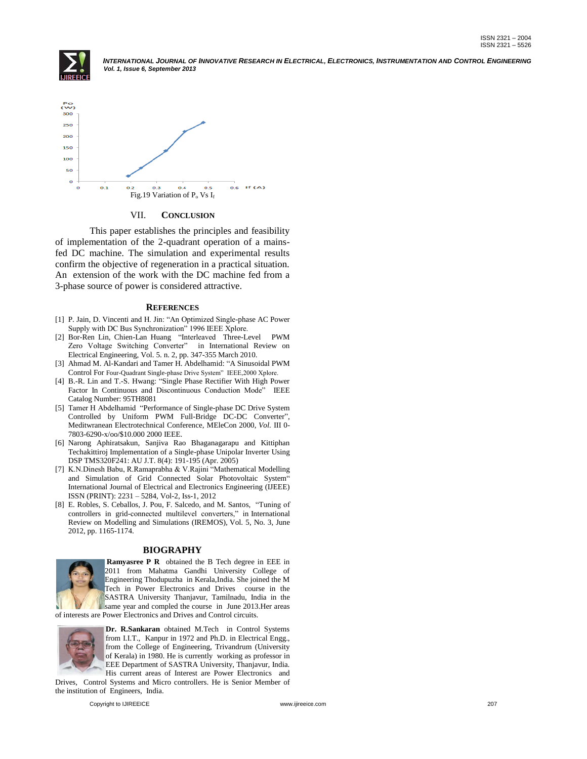Po
(W)
300
250
200
150
100
50
0
0 0.1 0.2 0.3 0.4 0.5 0.6 If (A)

Fig.19 Variation of $P_o$ Vs $I_f$

## VII. CONCLUSION

This paper establishes the principles and feasibility of implementation of the 2-quadrant operation of a mains-fed DC machine. The simulation and experimental results confirm the objective of regeneration in a practical situation. An extension of the work with the DC machine fed from a 3-phase source of power is considered attractive.

## REFERENCES

[1] P. Jain, D. Vincenti and H. Jin: "An Optimized Single-phase AC Power Supply with DC Bus Synchronization" 1996 IEEE Xplore.

[2] Bor-Ren Lin, Chien-Lan Huang "Interleaved Three-Level PWM Zero Voltage Switching Converter" in International Review on Electrical Engineering, Vol. 5. n. 2, pp. 347-355 March 2010.

[3] Ahmad M. Al-Kandari and Tamer H. Abdelhamid: "A Sinusoidal PWM Control For Four-Quadrant Single-phase Drive System" IEEE,2000 Xplore.

[4] B.-R. Lin and T.-S. Hwang: "Single Phase Rectifier With High Power Factor In Continuous and Discontinuous Conduction Mode" IEEE Catalog Number: 95TH8081

[5] Tamer H Abdelhamid "Performance of Single-phase DC Drive System Controlled by Uniform PWM Full-Bridge DC-DC Converter", Meditwranean Electrotechnical Conference, MEleCon 2000, *Vol.* III 0-7803-6290-x/oo/$10.000 2000 IEEE.

[6] Narong Aphiratsakun, Sanjiva Rao Bhaganagarapu and Kittiphan Techakittiroj Implementation of a Single-phase Unipolar Inverter Using DSP TMS320F241: AU J.T. 8(4): 191-195 (Apr. 2005)

[7] K.N.Dinesh Babu, R.Ramaprabha & V.Rajini "Mathematical Modelling and Simulation of Grid Connected Solar Photovoltaic System" International Journal of Electrical and Electronics Engineering (IJEEE) ISSN (PRINT): 2231 – 5284, Vol-2, Iss-1, 2012

[8] E. Robles, S. Ceballos, J. Pou, F. Salcedo, and M. Santos, "Tuning of controllers in grid-connected multilevel converters," in International Review on Modelling and Simulations (IREMOS), Vol. 5, No. 3, June 2012, pp. 1165-1174.

## BIOGRAPHY

**Ramyasree P R** obtained the B Tech degree in EEE in 2011 from Mahatma Gandhi University College of Engineering Thodupuzha in Kerala,India. She joined the M Tech in Power Electronics and Drives course in the SASTRA University Thanjavur, Tamilnadu, India in the same year and compled the course in June 2013.Her areas of interests are Power Electronics and Drives and Control circuits.

**Dr. R.Sankaran** obtained M.Tech in Control Systems from I.I.T., Kanpur in 1972 and Ph.D. in Electrical Engg., from the College of Engineering, Trivandrum (University of Kerala) in 1980. He is currently working as professor in EEE Department of SASTRA University, Thanjavur, India. His current areas of Interest are Power Electronics and Drives, Control Systems and Micro controllers. He is Senior Member of the institution of Engineers, India.